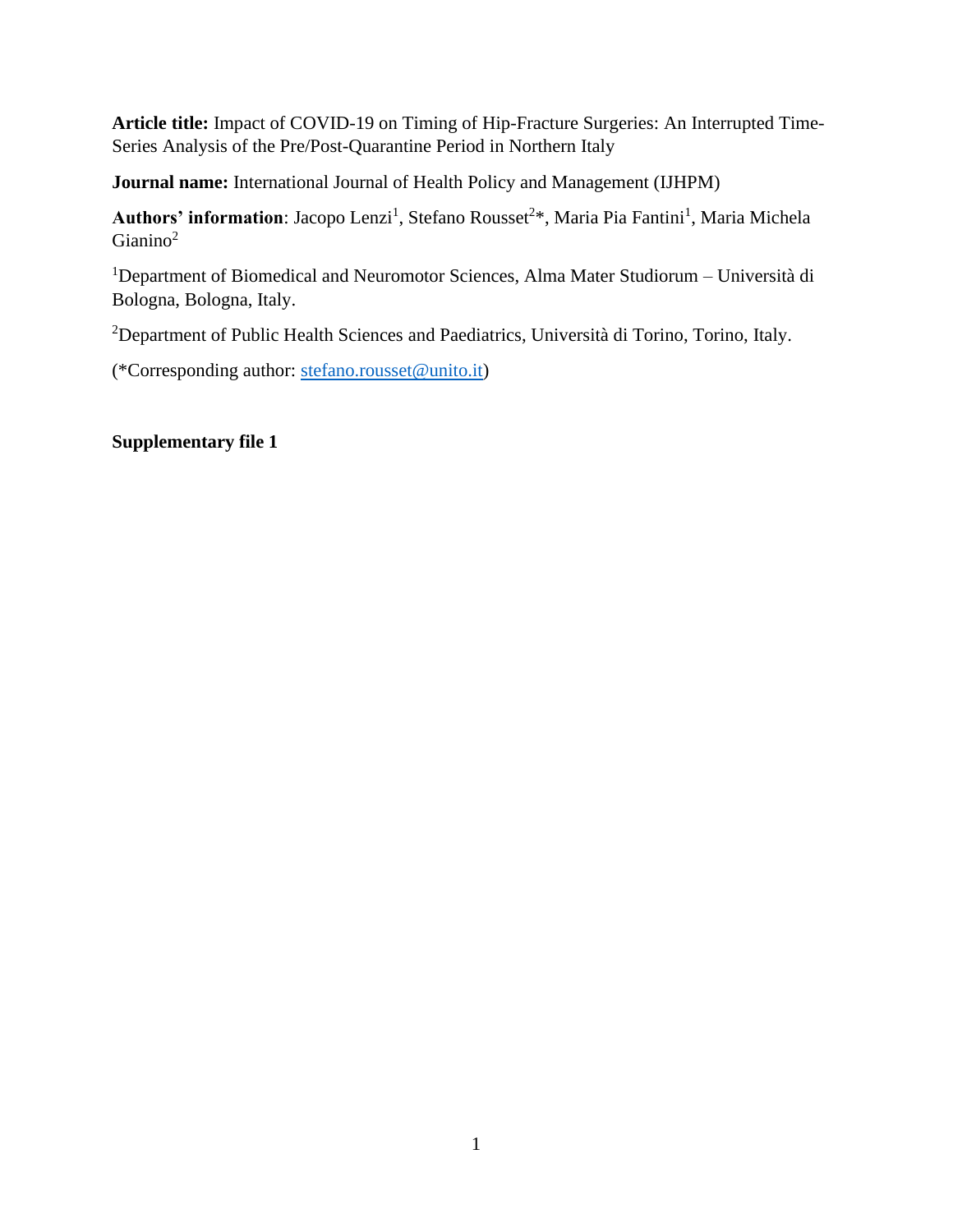**Article title:** Impact of COVID-19 on Timing of Hip-Fracture Surgeries: An Interrupted Time-Series Analysis of the Pre/Post-Quarantine Period in Northern Italy

**Journal name:** International Journal of Health Policy and Management (IJHPM)

**Authors' information**: Jacopo Lenzi[1], Stefano Rousset[2]*, Maria Pia Fantini[1], Maria Michela Gianino[2]

[1]Department of Biomedical and Neuromotor Sciences, Alma Mater Studiorum – Università di Bologna, Bologna, Italy.

[2]Department of Public Health Sciences and Paediatrics, Università di Torino, Torino, Italy.

(*Corresponding author: stefano.rousset@unito.it)

**Supplementary file 1**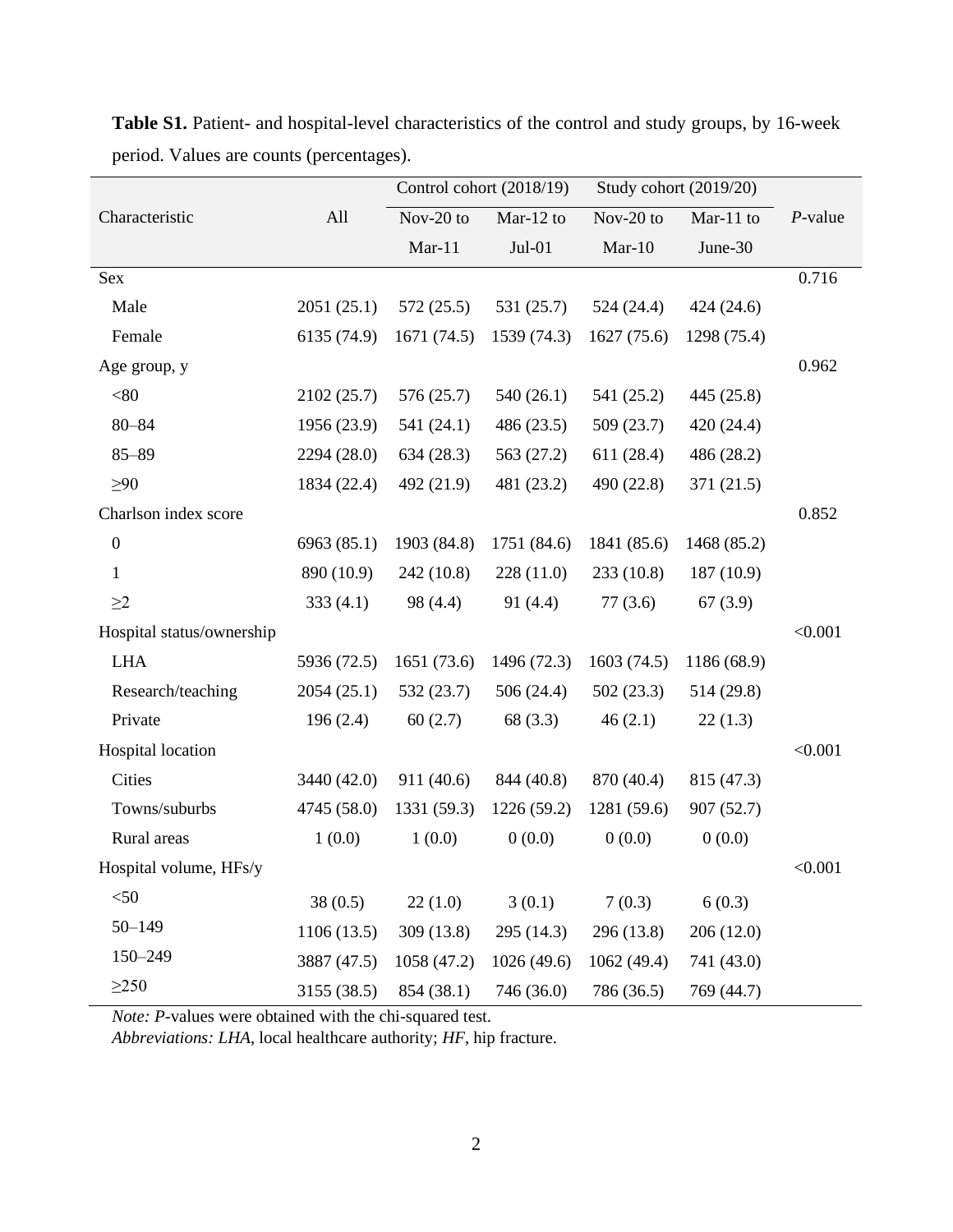**Table S1.** Patient- and hospital-level characteristics of the control and study groups, by 16-week period. Values are counts (percentages).

| Characteristic | All | Control cohort (2018/19) | | Study cohort (2019/20) | | *P*-value |
|---|---|---|---|---|---|---|
| | | Nov-20 to Mar-11 | Mar-12 to Jul-01 | Nov-20 to Mar-10 | Mar-11 to June-30 | |
| Sex | | | | | | 0.716 |
| Male | 2051 (25.1) | 572 (25.5) | 531 (25.7) | 524 (24.4) | 424 (24.6) | |
| Female | 6135 (74.9) | 1671 (74.5) | 1539 (74.3) | 1627 (75.6) | 1298 (75.4) | |
| Age group, y | | | | | | 0.962 |
| <80 | 2102 (25.7) | 576 (25.7) | 540 (26.1) | 541 (25.2) | 445 (25.8) | |
| 80–84 | 1956 (23.9) | 541 (24.1) | 486 (23.5) | 509 (23.7) | 420 (24.4) | |
| 85–89 | 2294 (28.0) | 634 (28.3) | 563 (27.2) | 611 (28.4) | 486 (28.2) | |
| ≥90 | 1834 (22.4) | 492 (21.9) | 481 (23.2) | 490 (22.8) | 371 (21.5) | |
| Charlson index score | | | | | | 0.852 |
| 0 | 6963 (85.1) | 1903 (84.8) | 1751 (84.6) | 1841 (85.6) | 1468 (85.2) | |
| 1 | 890 (10.9) | 242 (10.8) | 228 (11.0) | 233 (10.8) | 187 (10.9) | |
| ≥2 | 333 (4.1) | 98 (4.4) | 91 (4.4) | 77 (3.6) | 67 (3.9) | |
| Hospital status/ownership | | | | | | <0.001 |
| LHA | 5936 (72.5) | 1651 (73.6) | 1496 (72.3) | 1603 (74.5) | 1186 (68.9) | |
| Research/teaching | 2054 (25.1) | 532 (23.7) | 506 (24.4) | 502 (23.3) | 514 (29.8) | |
| Private | 196 (2.4) | 60 (2.7) | 68 (3.3) | 46 (2.1) | 22 (1.3) | |
| Hospital location | | | | | | <0.001 |
| Cities | 3440 (42.0) | 911 (40.6) | 844 (40.8) | 870 (40.4) | 815 (47.3) | |
| Towns/suburbs | 4745 (58.0) | 1331 (59.3) | 1226 (59.2) | 1281 (59.6) | 907 (52.7) | |
| Rural areas | 1 (0.0) | 1 (0.0) | 0 (0.0) | 0 (0.0) | 0 (0.0) | |
| Hospital volume, HFs/y | | | | | | <0.001 |
| <50 | 38 (0.5) | 22 (1.0) | 3 (0.1) | 7 (0.3) | 6 (0.3) | |
| 50–149 | 1106 (13.5) | 309 (13.8) | 295 (14.3) | 296 (13.8) | 206 (12.0) | |
| 150–249 | 3887 (47.5) | 1058 (47.2) | 1026 (49.6) | 1062 (49.4) | 741 (43.0) | |
| ≥250 | 3155 (38.5) | 854 (38.1) | 746 (36.0) | 786 (36.5) | 769 (44.7) | |

*Note: P*-values were obtained with the chi-squared test.
*Abbreviations: LHA*, local healthcare authority; *HF*, hip fracture.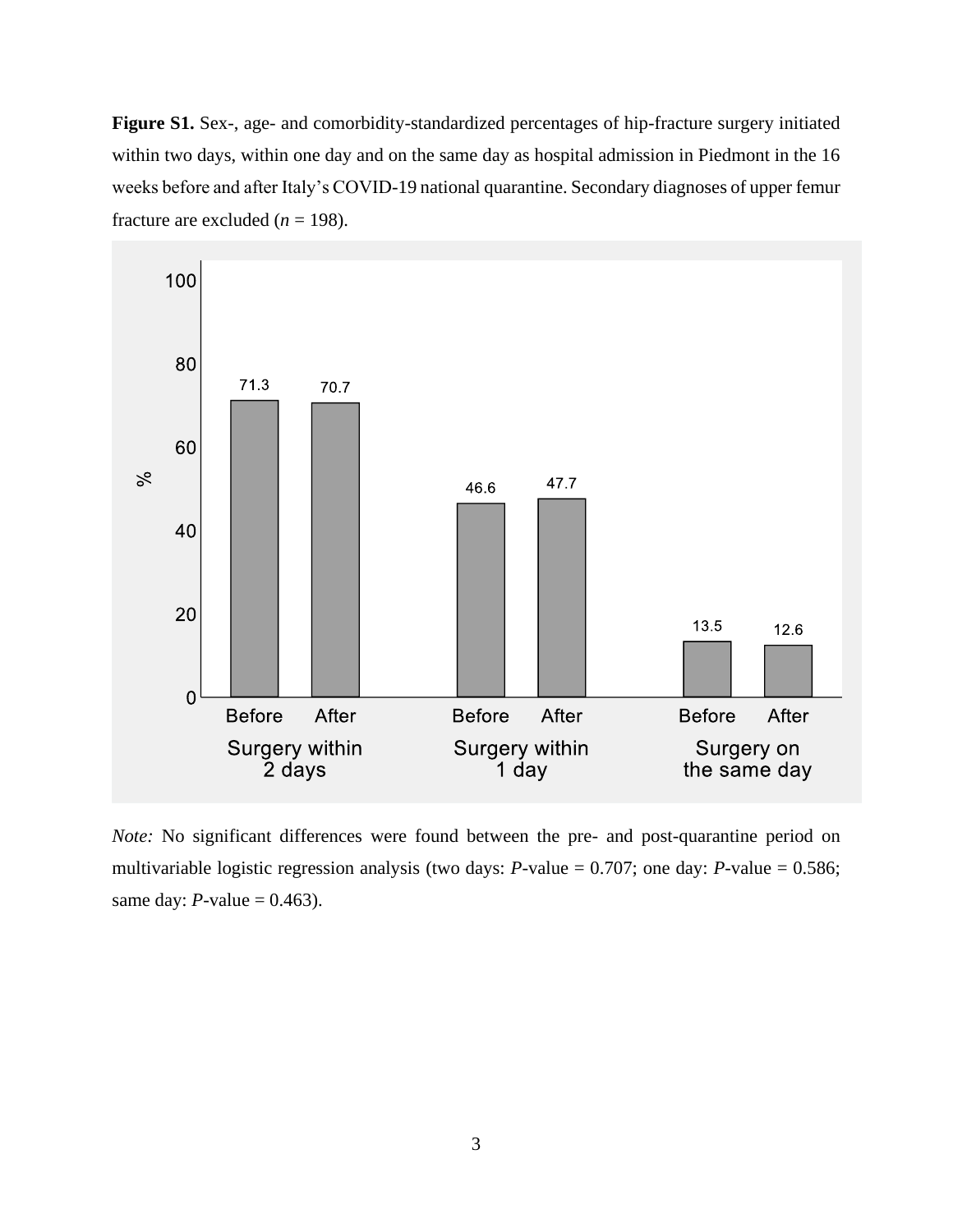**Figure S1.** Sex-, age- and comorbidity-standardized percentages of hip-fracture surgery initiated within two days, within one day and on the same day as hospital admission in Piedmont in the 16 weeks before and after Italy's COVID-19 national quarantine. Secondary diagnoses of upper femur fracture are excluded ($n$ = 198).

%

100
80
60
40
20
0

71.3
70.7
46.6
47.7
13.5
12.6

Before After
Surgery within 2 days

Before After
Surgery within 1 day

Before After
Surgery on the same day

*Note:* No significant differences were found between the pre- and post-quarantine period on multivariable logistic regression analysis (two days: $P$-value = 0.707; one day: $P$-value = 0.586; same day: $P$-value = 0.463).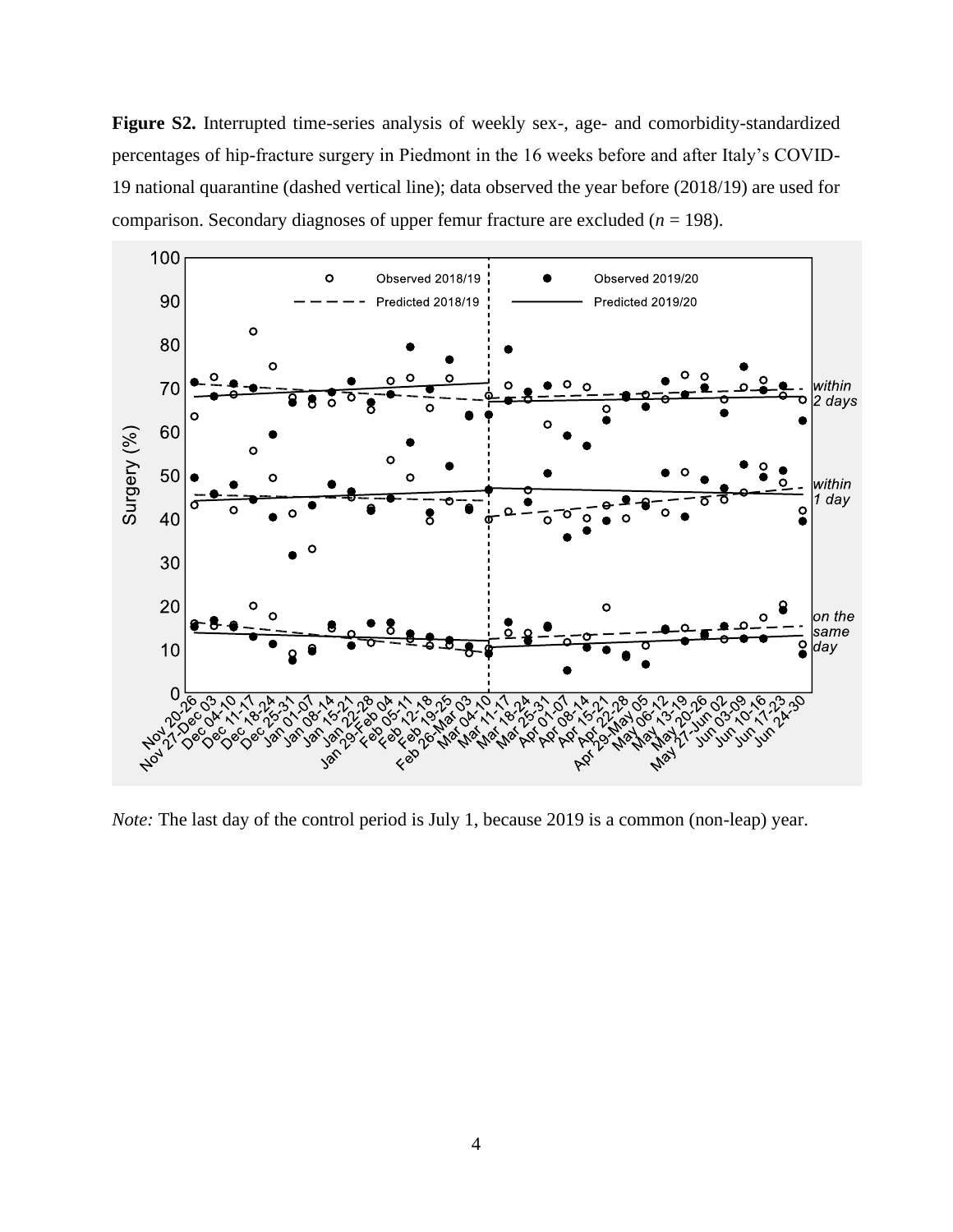**Figure S2.** Interrupted time-series analysis of weekly sex-, age- and comorbidity-standardized percentages of hip-fracture surgery in Piedmont in the 16 weeks before and after Italy's COVID-19 national quarantine (dashed vertical line); data observed the year before (2018/19) are used for comparison. Secondary diagnoses of upper femur fracture are excluded (*n* = 198).

Observed 2018/19
Observed 2019/20
Predicted 2018/19
Predicted 2019/20

Surgery (%)

100
90
80
70
60
50
40
30
20
10
0

within 2 days
within 1 day
on the same day

Nov 20-26
Nov 27-Dec 03
Dec 04-10
Dec 11-17
Dec 18-24
Dec 25-31
Jan 01-07
Jan 08-14
Jan 15-21
Jan 22-28
Jan 29-Feb 04
Feb 05-11
Feb 12-18
Feb 19-25
Feb 26-Mar 03
Mar 04-10
Mar 11-17
Mar 18-24
Mar 25-31
Apr 01-07
Apr 08-14
Apr 15-21
Apr 22-28
Apr 29-May 05
May 06-12
May 13-19
May 20-26
May 27-Jun 02
Jun 03-09
Jun 10-16
Jun 17-23
Jun 24-30

*Note:* The last day of the control period is July 1, because 2019 is a common (non-leap) year.